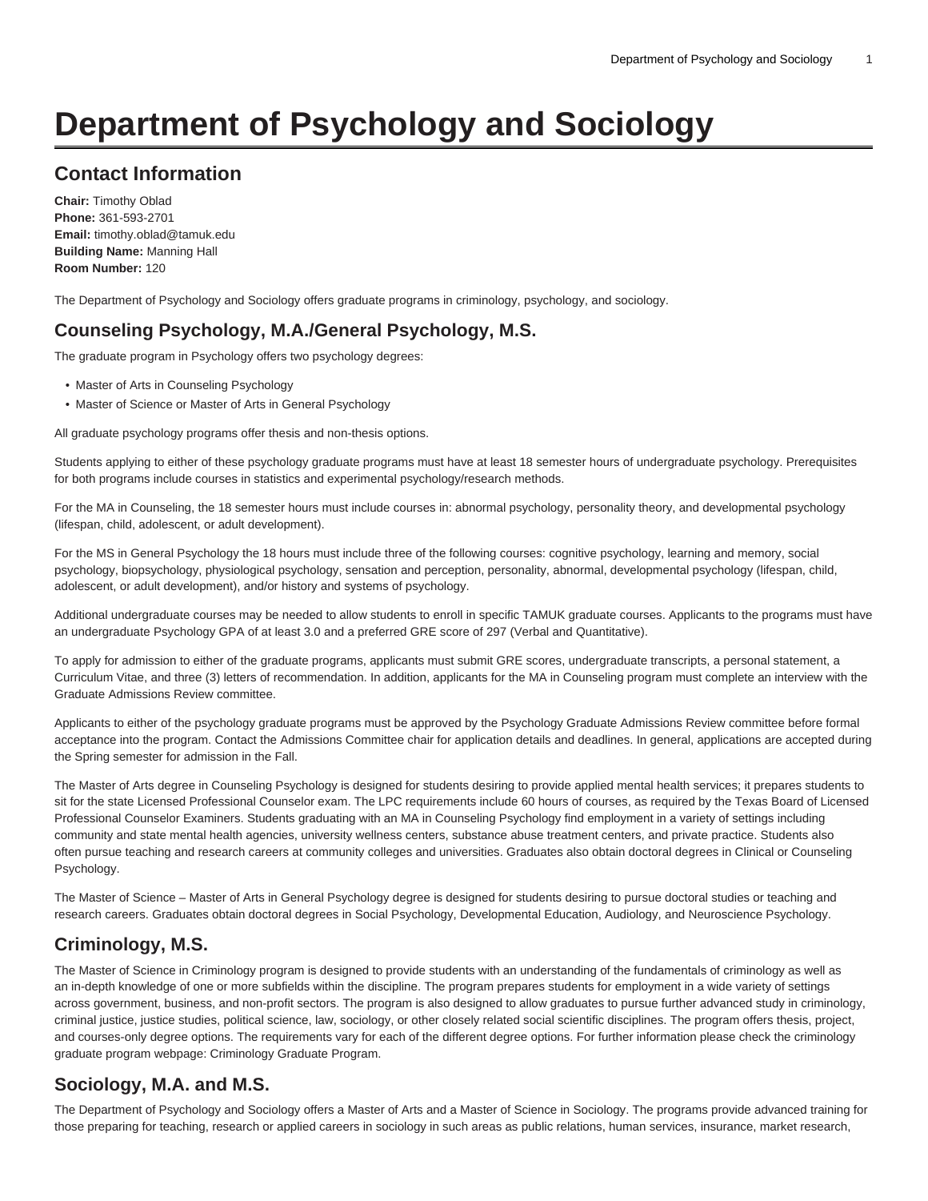# Department of Psychology and Sociology

## Contact Information

**Chair:** Timothy Oblad
**Phone:** 361-593-2701
**Email:** timothy.oblad@tamuk.edu
**Building Name:** Manning Hall
**Room Number:** 120

The Department of Psychology and Sociology offers graduate programs in criminology, psychology, and sociology.

## Counseling Psychology, M.A./General Psychology, M.S.

The graduate program in Psychology offers two psychology degrees:

- Master of Arts in Counseling Psychology
- Master of Science or Master of Arts in General Psychology

All graduate psychology programs offer thesis and non-thesis options.

Students applying to either of these psychology graduate programs must have at least 18 semester hours of undergraduate psychology. Prerequisites for both programs include courses in statistics and experimental psychology/research methods.

For the MA in Counseling, the 18 semester hours must include courses in: abnormal psychology, personality theory, and developmental psychology (lifespan, child, adolescent, or adult development).

For the MS in General Psychology the 18 hours must include three of the following courses: cognitive psychology, learning and memory, social psychology, biopsychology, physiological psychology, sensation and perception, personality, abnormal, developmental psychology (lifespan, child, adolescent, or adult development), and/or history and systems of psychology.

Additional undergraduate courses may be needed to allow students to enroll in specific TAMUK graduate courses. Applicants to the programs must have an undergraduate Psychology GPA of at least 3.0 and a preferred GRE score of 297 (Verbal and Quantitative).

To apply for admission to either of the graduate programs, applicants must submit GRE scores, undergraduate transcripts, a personal statement, a Curriculum Vitae, and three (3) letters of recommendation. In addition, applicants for the MA in Counseling program must complete an interview with the Graduate Admissions Review committee.

Applicants to either of the psychology graduate programs must be approved by the Psychology Graduate Admissions Review committee before formal acceptance into the program. Contact the Admissions Committee chair for application details and deadlines. In general, applications are accepted during the Spring semester for admission in the Fall.

The Master of Arts degree in Counseling Psychology is designed for students desiring to provide applied mental health services; it prepares students to sit for the state Licensed Professional Counselor exam. The LPC requirements include 60 hours of courses, as required by the Texas Board of Licensed Professional Counselor Examiners. Students graduating with an MA in Counseling Psychology find employment in a variety of settings including community and state mental health agencies, university wellness centers, substance abuse treatment centers, and private practice. Students also often pursue teaching and research careers at community colleges and universities. Graduates also obtain doctoral degrees in Clinical or Counseling Psychology.

The Master of Science – Master of Arts in General Psychology degree is designed for students desiring to pursue doctoral studies or teaching and research careers. Graduates obtain doctoral degrees in Social Psychology, Developmental Education, Audiology, and Neuroscience Psychology.

## Criminology, M.S.

The Master of Science in Criminology program is designed to provide students with an understanding of the fundamentals of criminology as well as an in-depth knowledge of one or more subfields within the discipline. The program prepares students for employment in a wide variety of settings across government, business, and non-profit sectors. The program is also designed to allow graduates to pursue further advanced study in criminology, criminal justice, justice studies, political science, law, sociology, or other closely related social scientific disciplines. The program offers thesis, project, and courses-only degree options. The requirements vary for each of the different degree options. For further information please check the criminology graduate program webpage: Criminology Graduate Program.

## Sociology, M.A. and M.S.

The Department of Psychology and Sociology offers a Master of Arts and a Master of Science in Sociology. The programs provide advanced training for those preparing for teaching, research or applied careers in sociology in such areas as public relations, human services, insurance, market research,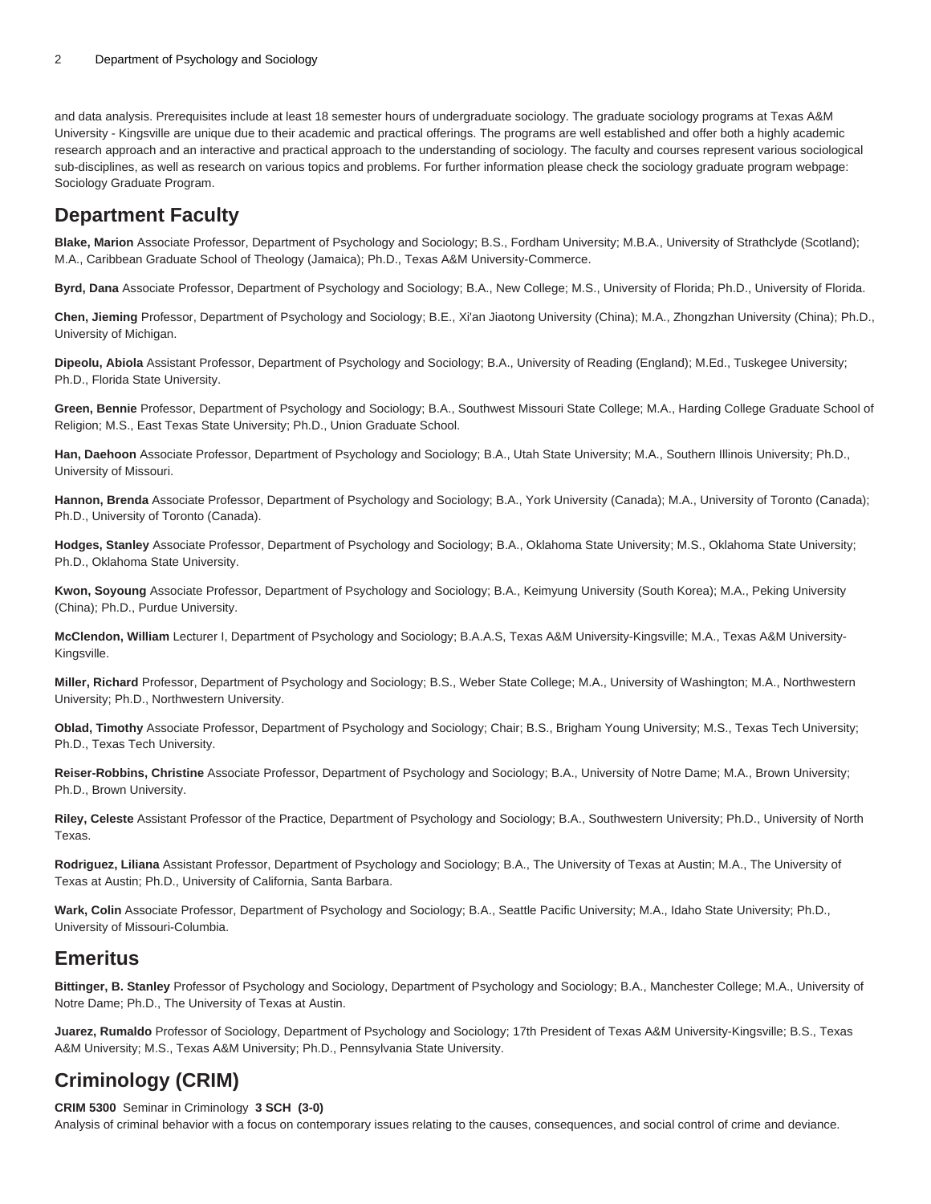and data analysis. Prerequisites include at least 18 semester hours of undergraduate sociology. The graduate sociology programs at Texas A&M University - Kingsville are unique due to their academic and practical offerings. The programs are well established and offer both a highly academic research approach and an interactive and practical approach to the understanding of sociology. The faculty and courses represent various sociological sub-disciplines, as well as research on various topics and problems. For further information please check the sociology graduate program webpage: Sociology Graduate Program.

## Department Faculty

**Blake, Marion** Associate Professor, Department of Psychology and Sociology; B.S., Fordham University; M.B.A., University of Strathclyde (Scotland); M.A., Caribbean Graduate School of Theology (Jamaica); Ph.D., Texas A&M University-Commerce.

**Byrd, Dana** Associate Professor, Department of Psychology and Sociology; B.A., New College; M.S., University of Florida; Ph.D., University of Florida.

**Chen, Jieming** Professor, Department of Psychology and Sociology; B.E., Xi'an Jiaotong University (China); M.A., Zhongzhan University (China); Ph.D., University of Michigan.

**Dipeolu, Abiola** Assistant Professor, Department of Psychology and Sociology; B.A., University of Reading (England); M.Ed., Tuskegee University; Ph.D., Florida State University.

**Green, Bennie** Professor, Department of Psychology and Sociology; B.A., Southwest Missouri State College; M.A., Harding College Graduate School of Religion; M.S., East Texas State University; Ph.D., Union Graduate School.

**Han, Daehoon** Associate Professor, Department of Psychology and Sociology; B.A., Utah State University; M.A., Southern Illinois University; Ph.D., University of Missouri.

**Hannon, Brenda** Associate Professor, Department of Psychology and Sociology; B.A., York University (Canada); M.A., University of Toronto (Canada); Ph.D., University of Toronto (Canada).

**Hodges, Stanley** Associate Professor, Department of Psychology and Sociology; B.A., Oklahoma State University; M.S., Oklahoma State University; Ph.D., Oklahoma State University.

**Kwon, Soyoung** Associate Professor, Department of Psychology and Sociology; B.A., Keimyung University (South Korea); M.A., Peking University (China); Ph.D., Purdue University.

**McClendon, William** Lecturer I, Department of Psychology and Sociology; B.A.A.S, Texas A&M University-Kingsville; M.A., Texas A&M University-Kingsville.

**Miller, Richard** Professor, Department of Psychology and Sociology; B.S., Weber State College; M.A., University of Washington; M.A., Northwestern University; Ph.D., Northwestern University.

**Oblad, Timothy** Associate Professor, Department of Psychology and Sociology; Chair; B.S., Brigham Young University; M.S., Texas Tech University; Ph.D., Texas Tech University.

**Reiser-Robbins, Christine** Associate Professor, Department of Psychology and Sociology; B.A., University of Notre Dame; M.A., Brown University; Ph.D., Brown University.

**Riley, Celeste** Assistant Professor of the Practice, Department of Psychology and Sociology; B.A., Southwestern University; Ph.D., University of North Texas.

**Rodriguez, Liliana** Assistant Professor, Department of Psychology and Sociology; B.A., The University of Texas at Austin; M.A., The University of Texas at Austin; Ph.D., University of California, Santa Barbara.

**Wark, Colin** Associate Professor, Department of Psychology and Sociology; B.A., Seattle Pacific University; M.A., Idaho State University; Ph.D., University of Missouri-Columbia.

## Emeritus

**Bittinger, B. Stanley** Professor of Psychology and Sociology, Department of Psychology and Sociology; B.A., Manchester College; M.A., University of Notre Dame; Ph.D., The University of Texas at Austin.

**Juarez, Rumaldo** Professor of Sociology, Department of Psychology and Sociology; 17th President of Texas A&M University-Kingsville; B.S., Texas A&M University; M.S., Texas A&M University; Ph.D., Pennsylvania State University.

## Criminology (CRIM)

**CRIM 5300** Seminar in Criminology **3 SCH (3-0)**
Analysis of criminal behavior with a focus on contemporary issues relating to the causes, consequences, and social control of crime and deviance.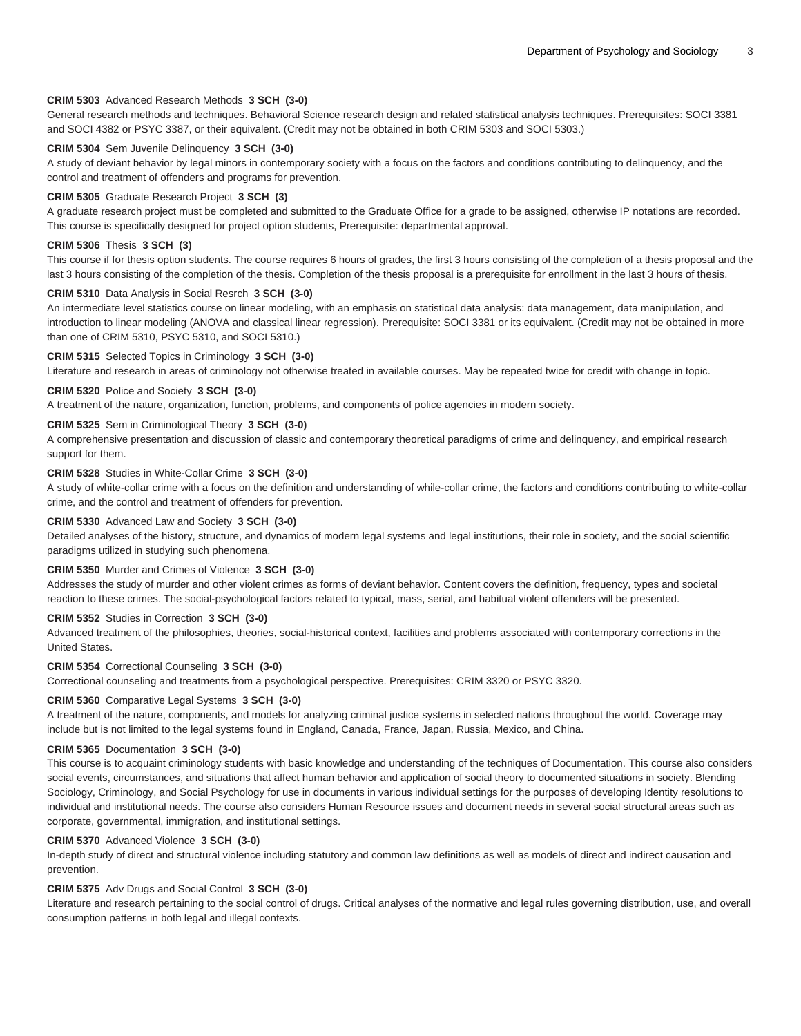**CRIM 5303** Advanced Research Methods **3 SCH (3-0)**
General research methods and techniques. Behavioral Science research design and related statistical analysis techniques. Prerequisites: SOCI 3381 and SOCI 4382 or PSYC 3387, or their equivalent. (Credit may not be obtained in both CRIM 5303 and SOCI 5303.)

**CRIM 5304** Sem Juvenile Delinquency **3 SCH (3-0)**
A study of deviant behavior by legal minors in contemporary society with a focus on the factors and conditions contributing to delinquency, and the control and treatment of offenders and programs for prevention.

**CRIM 5305** Graduate Research Project **3 SCH (3)**
A graduate research project must be completed and submitted to the Graduate Office for a grade to be assigned, otherwise IP notations are recorded. This course is specifically designed for project option students, Prerequisite: departmental approval.

**CRIM 5306** Thesis **3 SCH (3)**
This course if for thesis option students. The course requires 6 hours of grades, the first 3 hours consisting of the completion of a thesis proposal and the last 3 hours consisting of the completion of the thesis. Completion of the thesis proposal is a prerequisite for enrollment in the last 3 hours of thesis.

**CRIM 5310** Data Analysis in Social Resrch **3 SCH (3-0)**
An intermediate level statistics course on linear modeling, with an emphasis on statistical data analysis: data management, data manipulation, and introduction to linear modeling (ANOVA and classical linear regression). Prerequisite: SOCI 3381 or its equivalent. (Credit may not be obtained in more than one of CRIM 5310, PSYC 5310, and SOCI 5310.)

**CRIM 5315** Selected Topics in Criminology **3 SCH (3-0)**
Literature and research in areas of criminology not otherwise treated in available courses. May be repeated twice for credit with change in topic.

**CRIM 5320** Police and Society **3 SCH (3-0)**
A treatment of the nature, organization, function, problems, and components of police agencies in modern society.

**CRIM 5325** Sem in Criminological Theory **3 SCH (3-0)**
A comprehensive presentation and discussion of classic and contemporary theoretical paradigms of crime and delinquency, and empirical research support for them.

**CRIM 5328** Studies in White-Collar Crime **3 SCH (3-0)**
A study of white-collar crime with a focus on the definition and understanding of while-collar crime, the factors and conditions contributing to white-collar crime, and the control and treatment of offenders for prevention.

**CRIM 5330** Advanced Law and Society **3 SCH (3-0)**
Detailed analyses of the history, structure, and dynamics of modern legal systems and legal institutions, their role in society, and the social scientific paradigms utilized in studying such phenomena.

**CRIM 5350** Murder and Crimes of Violence **3 SCH (3-0)**
Addresses the study of murder and other violent crimes as forms of deviant behavior. Content covers the definition, frequency, types and societal reaction to these crimes. The social-psychological factors related to typical, mass, serial, and habitual violent offenders will be presented.

**CRIM 5352** Studies in Correction **3 SCH (3-0)**
Advanced treatment of the philosophies, theories, social-historical context, facilities and problems associated with contemporary corrections in the United States.

**CRIM 5354** Correctional Counseling **3 SCH (3-0)**
Correctional counseling and treatments from a psychological perspective. Prerequisites: CRIM 3320 or PSYC 3320.

**CRIM 5360** Comparative Legal Systems **3 SCH (3-0)**
A treatment of the nature, components, and models for analyzing criminal justice systems in selected nations throughout the world. Coverage may include but is not limited to the legal systems found in England, Canada, France, Japan, Russia, Mexico, and China.

**CRIM 5365** Documentation **3 SCH (3-0)**
This course is to acquaint criminology students with basic knowledge and understanding of the techniques of Documentation. This course also considers social events, circumstances, and situations that affect human behavior and application of social theory to documented situations in society. Blending Sociology, Criminology, and Social Psychology for use in documents in various individual settings for the purposes of developing Identity resolutions to individual and institutional needs. The course also considers Human Resource issues and document needs in several social structural areas such as corporate, governmental, immigration, and institutional settings.

**CRIM 5370** Advanced Violence **3 SCH (3-0)**
In-depth study of direct and structural violence including statutory and common law definitions as well as models of direct and indirect causation and prevention.

**CRIM 5375** Adv Drugs and Social Control **3 SCH (3-0)**
Literature and research pertaining to the social control of drugs. Critical analyses of the normative and legal rules governing distribution, use, and overall consumption patterns in both legal and illegal contexts.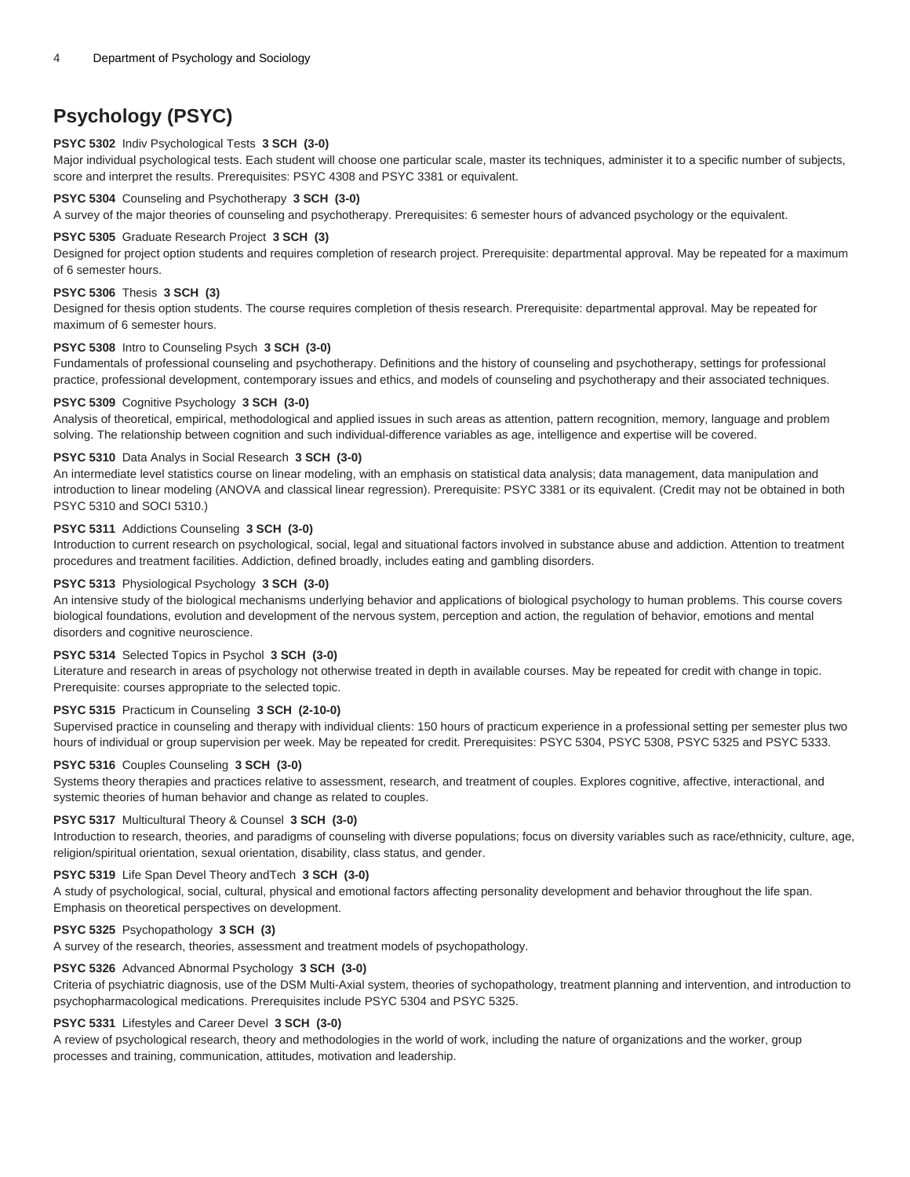## Psychology (PSYC)

**PSYC 5302** Indiv Psychological Tests **3 SCH (3-0)**

Major individual psychological tests. Each student will choose one particular scale, master its techniques, administer it to a specific number of subjects, score and interpret the results. Prerequisites: PSYC 4308 and PSYC 3381 or equivalent.

**PSYC 5304** Counseling and Psychotherapy **3 SCH (3-0)**

A survey of the major theories of counseling and psychotherapy. Prerequisites: 6 semester hours of advanced psychology or the equivalent.

**PSYC 5305** Graduate Research Project **3 SCH (3)**

Designed for project option students and requires completion of research project. Prerequisite: departmental approval. May be repeated for a maximum of 6 semester hours.

**PSYC 5306** Thesis **3 SCH (3)**

Designed for thesis option students. The course requires completion of thesis research. Prerequisite: departmental approval. May be repeated for maximum of 6 semester hours.

**PSYC 5308** Intro to Counseling Psych **3 SCH (3-0)**

Fundamentals of professional counseling and psychotherapy. Definitions and the history of counseling and psychotherapy, settings for professional practice, professional development, contemporary issues and ethics, and models of counseling and psychotherapy and their associated techniques.

**PSYC 5309** Cognitive Psychology **3 SCH (3-0)**

Analysis of theoretical, empirical, methodological and applied issues in such areas as attention, pattern recognition, memory, language and problem solving. The relationship between cognition and such individual-difference variables as age, intelligence and expertise will be covered.

**PSYC 5310** Data Analys in Social Research **3 SCH (3-0)**

An intermediate level statistics course on linear modeling, with an emphasis on statistical data analysis; data management, data manipulation and introduction to linear modeling (ANOVA and classical linear regression). Prerequisite: PSYC 3381 or its equivalent. (Credit may not be obtained in both PSYC 5310 and SOCI 5310.)

**PSYC 5311** Addictions Counseling **3 SCH (3-0)**

Introduction to current research on psychological, social, legal and situational factors involved in substance abuse and addiction. Attention to treatment procedures and treatment facilities. Addiction, defined broadly, includes eating and gambling disorders.

**PSYC 5313** Physiological Psychology **3 SCH (3-0)**

An intensive study of the biological mechanisms underlying behavior and applications of biological psychology to human problems. This course covers biological foundations, evolution and development of the nervous system, perception and action, the regulation of behavior, emotions and mental disorders and cognitive neuroscience.

**PSYC 5314** Selected Topics in Psychol **3 SCH (3-0)**

Literature and research in areas of psychology not otherwise treated in depth in available courses. May be repeated for credit with change in topic. Prerequisite: courses appropriate to the selected topic.

**PSYC 5315** Practicum in Counseling **3 SCH (2-10-0)**

Supervised practice in counseling and therapy with individual clients: 150 hours of practicum experience in a professional setting per semester plus two hours of individual or group supervision per week. May be repeated for credit. Prerequisites: PSYC 5304, PSYC 5308, PSYC 5325 and PSYC 5333.

**PSYC 5316** Couples Counseling **3 SCH (3-0)**

Systems theory therapies and practices relative to assessment, research, and treatment of couples. Explores cognitive, affective, interactional, and systemic theories of human behavior and change as related to couples.

**PSYC 5317** Multicultural Theory & Counsel **3 SCH (3-0)**

Introduction to research, theories, and paradigms of counseling with diverse populations; focus on diversity variables such as race/ethnicity, culture, age, religion/spiritual orientation, sexual orientation, disability, class status, and gender.

**PSYC 5319** Life Span Devel Theory andTech **3 SCH (3-0)**

A study of psychological, social, cultural, physical and emotional factors affecting personality development and behavior throughout the life span. Emphasis on theoretical perspectives on development.

**PSYC 5325** Psychopathology **3 SCH (3)**

A survey of the research, theories, assessment and treatment models of psychopathology.

**PSYC 5326** Advanced Abnormal Psychology **3 SCH (3-0)**

Criteria of psychiatric diagnosis, use of the DSM Multi-Axial system, theories of sychopathology, treatment planning and intervention, and introduction to psychopharmacological medications. Prerequisites include PSYC 5304 and PSYC 5325.

**PSYC 5331** Lifestyles and Career Devel **3 SCH (3-0)**

A review of psychological research, theory and methodologies in the world of work, including the nature of organizations and the worker, group processes and training, communication, attitudes, motivation and leadership.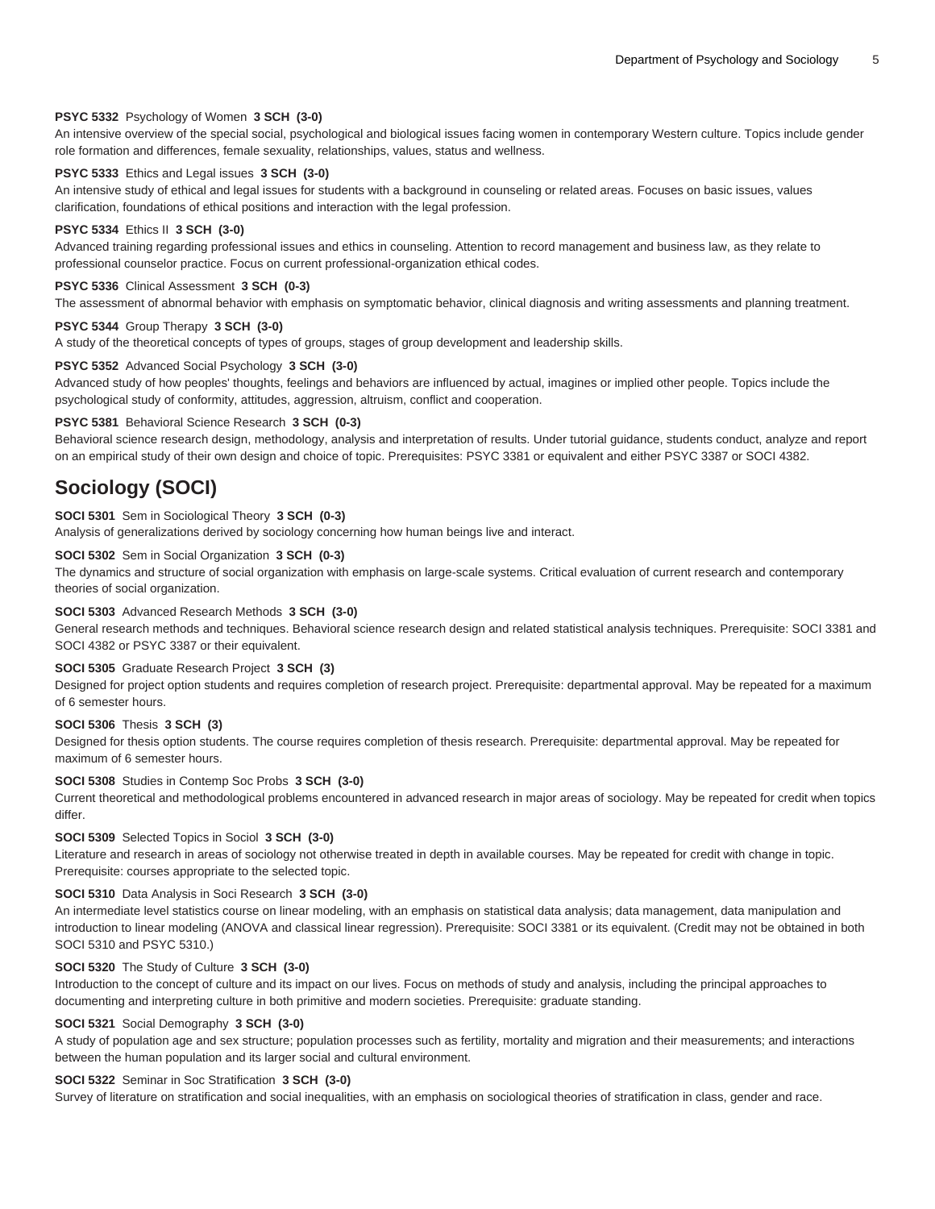**PSYC 5332** Psychology of Women **3 SCH (3-0)**
An intensive overview of the special social, psychological and biological issues facing women in contemporary Western culture. Topics include gender role formation and differences, female sexuality, relationships, values, status and wellness.

**PSYC 5333** Ethics and Legal issues **3 SCH (3-0)**
An intensive study of ethical and legal issues for students with a background in counseling or related areas. Focuses on basic issues, values clarification, foundations of ethical positions and interaction with the legal profession.

**PSYC 5334** Ethics II **3 SCH (3-0)**
Advanced training regarding professional issues and ethics in counseling. Attention to record management and business law, as they relate to professional counselor practice. Focus on current professional-organization ethical codes.

**PSYC 5336** Clinical Assessment **3 SCH (0-3)**
The assessment of abnormal behavior with emphasis on symptomatic behavior, clinical diagnosis and writing assessments and planning treatment.

**PSYC 5344** Group Therapy **3 SCH (3-0)**
A study of the theoretical concepts of types of groups, stages of group development and leadership skills.

**PSYC 5352** Advanced Social Psychology **3 SCH (3-0)**
Advanced study of how peoples' thoughts, feelings and behaviors are influenced by actual, imagines or implied other people. Topics include the psychological study of conformity, attitudes, aggression, altruism, conflict and cooperation.

**PSYC 5381** Behavioral Science Research **3 SCH (0-3)**
Behavioral science research design, methodology, analysis and interpretation of results. Under tutorial guidance, students conduct, analyze and report on an empirical study of their own design and choice of topic. Prerequisites: PSYC 3381 or equivalent and either PSYC 3387 or SOCI 4382.

## Sociology (SOCI)

**SOCI 5301** Sem in Sociological Theory **3 SCH (0-3)**
Analysis of generalizations derived by sociology concerning how human beings live and interact.

**SOCI 5302** Sem in Social Organization **3 SCH (0-3)**
The dynamics and structure of social organization with emphasis on large-scale systems. Critical evaluation of current research and contemporary theories of social organization.

**SOCI 5303** Advanced Research Methods **3 SCH (3-0)**
General research methods and techniques. Behavioral science research design and related statistical analysis techniques. Prerequisite: SOCI 3381 and SOCI 4382 or PSYC 3387 or their equivalent.

**SOCI 5305** Graduate Research Project **3 SCH (3)**
Designed for project option students and requires completion of research project. Prerequisite: departmental approval. May be repeated for a maximum of 6 semester hours.

**SOCI 5306** Thesis **3 SCH (3)**
Designed for thesis option students. The course requires completion of thesis research. Prerequisite: departmental approval. May be repeated for maximum of 6 semester hours.

**SOCI 5308** Studies in Contemp Soc Probs **3 SCH (3-0)**
Current theoretical and methodological problems encountered in advanced research in major areas of sociology. May be repeated for credit when topics differ.

**SOCI 5309** Selected Topics in Sociol **3 SCH (3-0)**
Literature and research in areas of sociology not otherwise treated in depth in available courses. May be repeated for credit with change in topic. Prerequisite: courses appropriate to the selected topic.

**SOCI 5310** Data Analysis in Soci Research **3 SCH (3-0)**
An intermediate level statistics course on linear modeling, with an emphasis on statistical data analysis; data management, data manipulation and introduction to linear modeling (ANOVA and classical linear regression). Prerequisite: SOCI 3381 or its equivalent. (Credit may not be obtained in both SOCI 5310 and PSYC 5310.)

**SOCI 5320** The Study of Culture **3 SCH (3-0)**
Introduction to the concept of culture and its impact on our lives. Focus on methods of study and analysis, including the principal approaches to documenting and interpreting culture in both primitive and modern societies. Prerequisite: graduate standing.

**SOCI 5321** Social Demography **3 SCH (3-0)**
A study of population age and sex structure; population processes such as fertility, mortality and migration and their measurements; and interactions between the human population and its larger social and cultural environment.

**SOCI 5322** Seminar in Soc Stratification **3 SCH (3-0)**
Survey of literature on stratification and social inequalities, with an emphasis on sociological theories of stratification in class, gender and race.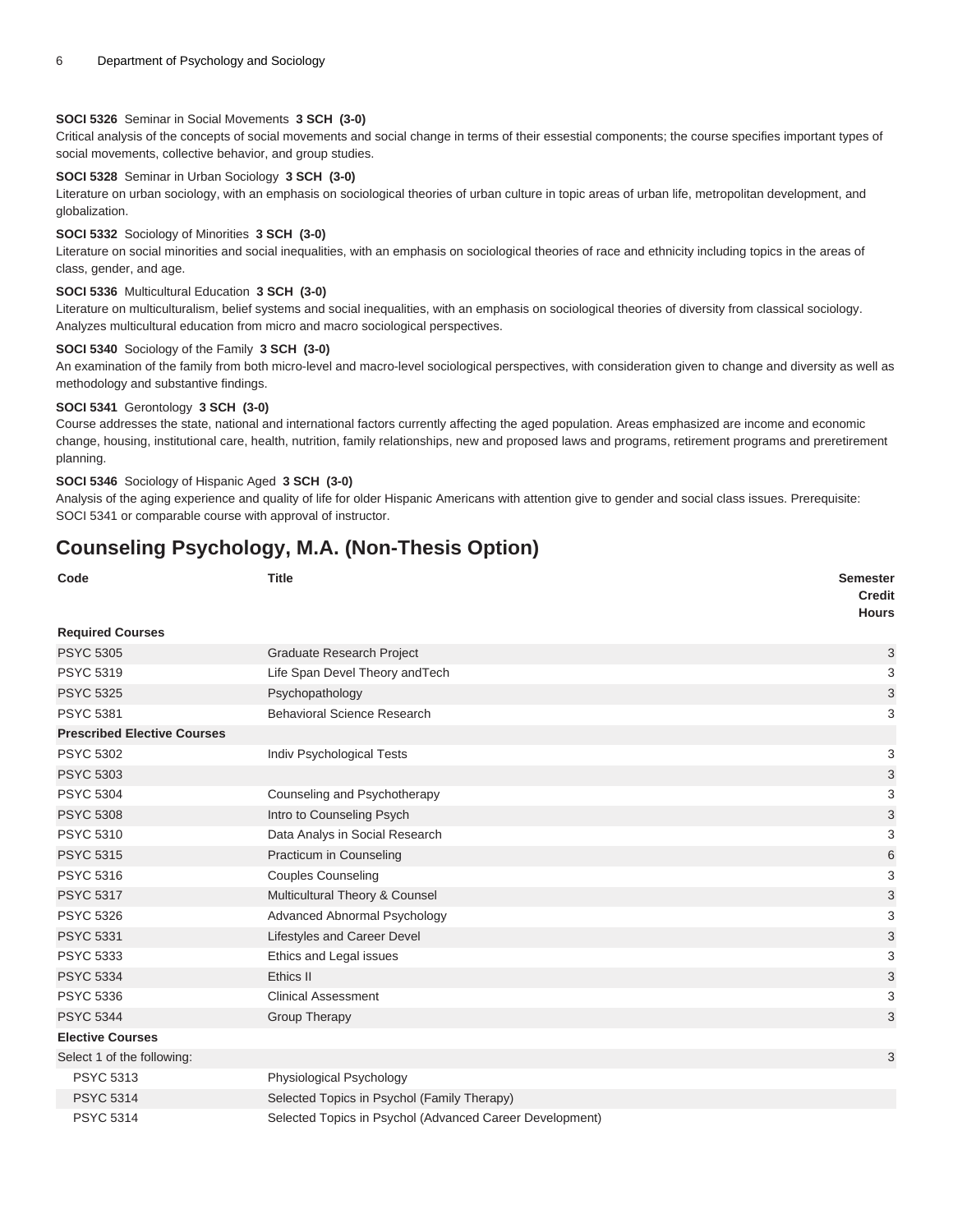**SOCI 5326** Seminar in Social Movements **3 SCH (3-0)**
Critical analysis of the concepts of social movements and social change in terms of their essestial components; the course specifies important types of social movements, collective behavior, and group studies.

**SOCI 5328** Seminar in Urban Sociology **3 SCH (3-0)**
Literature on urban sociology, with an emphasis on sociological theories of urban culture in topic areas of urban life, metropolitan development, and globalization.

**SOCI 5332** Sociology of Minorities **3 SCH (3-0)**
Literature on social minorities and social inequalities, with an emphasis on sociological theories of race and ethnicity including topics in the areas of class, gender, and age.

**SOCI 5336** Multicultural Education **3 SCH (3-0)**
Literature on multiculturalism, belief systems and social inequalities, with an emphasis on sociological theories of diversity from classical sociology. Analyzes multicultural education from micro and macro sociological perspectives.

**SOCI 5340** Sociology of the Family **3 SCH (3-0)**
An examination of the family from both micro-level and macro-level sociological perspectives, with consideration given to change and diversity as well as methodology and substantive findings.

**SOCI 5341** Gerontology **3 SCH (3-0)**
Course addresses the state, national and international factors currently affecting the aged population. Areas emphasized are income and economic change, housing, institutional care, health, nutrition, family relationships, new and proposed laws and programs, retirement programs and preretirement planning.

**SOCI 5346** Sociology of Hispanic Aged **3 SCH (3-0)**
Analysis of the aging experience and quality of life for older Hispanic Americans with attention give to gender and social class issues. Prerequisite: SOCI 5341 or comparable course with approval of instructor.

## Counseling Psychology, M.A. (Non-Thesis Option)

| Code | Title | Semester Credit Hours |
|---|---|---|
| **Required Courses** | | |
| PSYC 5305 | Graduate Research Project | 3 |
| PSYC 5319 | Life Span Devel Theory andTech | 3 |
| PSYC 5325 | Psychopathology | 3 |
| PSYC 5381 | Behavioral Science Research | 3 |
| **Prescribed Elective Courses** | | |
| PSYC 5302 | Indiv Psychological Tests | 3 |
| PSYC 5303 | | 3 |
| PSYC 5304 | Counseling and Psychotherapy | 3 |
| PSYC 5308 | Intro to Counseling Psych | 3 |
| PSYC 5310 | Data Analys in Social Research | 3 |
| PSYC 5315 | Practicum in Counseling | 6 |
| PSYC 5316 | Couples Counseling | 3 |
| PSYC 5317 | Multicultural Theory & Counsel | 3 |
| PSYC 5326 | Advanced Abnormal Psychology | 3 |
| PSYC 5331 | Lifestyles and Career Devel | 3 |
| PSYC 5333 | Ethics and Legal issues | 3 |
| PSYC 5334 | Ethics II | 3 |
| PSYC 5336 | Clinical Assessment | 3 |
| PSYC 5344 | Group Therapy | 3 |
| **Elective Courses** | | |
| Select 1 of the following: | | 3 |
| PSYC 5313 | Physiological Psychology | |
| PSYC 5314 | Selected Topics in Psychol (Family Therapy) | |
| PSYC 5314 | Selected Topics in Psychol (Advanced Career Development) | |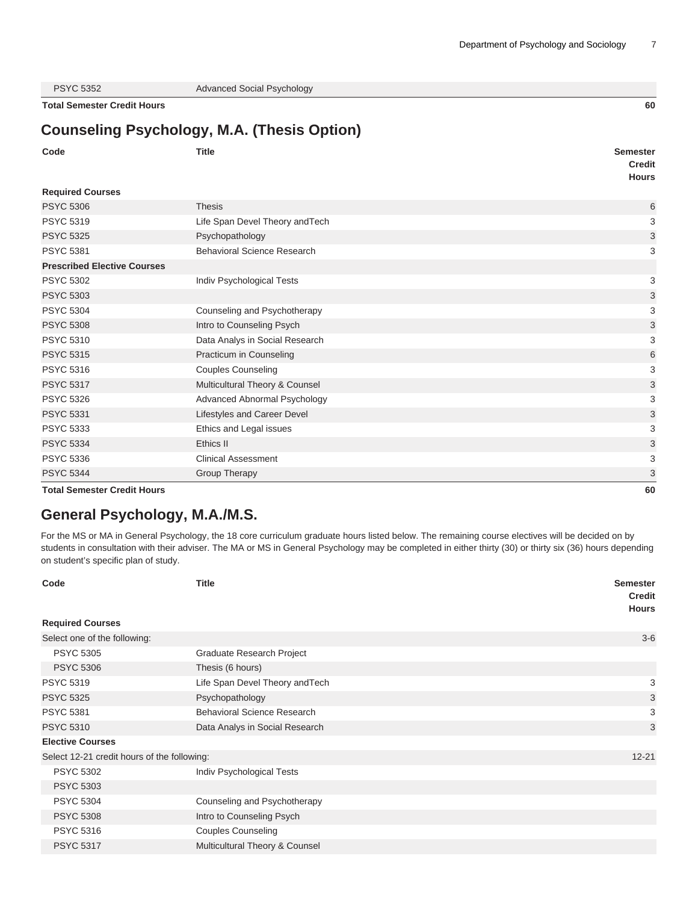| Code | Title | Semester Credit Hours |
| --- | --- | --- |
| PSYC 5352 | Advanced Social Psychology | |
| **Total Semester Credit Hours** | | **60** |

## Counseling Psychology, M.A. (Thesis Option)

| Code | Title | Semester Credit Hours |
| --- | --- | --- |
| **Required Courses** | | |
| PSYC 5306 | Thesis | 6 |
| PSYC 5319 | Life Span Devel Theory andTech | 3 |
| PSYC 5325 | Psychopathology | 3 |
| PSYC 5381 | Behavioral Science Research | 3 |
| **Prescribed Elective Courses** | | |
| PSYC 5302 | Indiv Psychological Tests | 3 |
| PSYC 5303 | | 3 |
| PSYC 5304 | Counseling and Psychotherapy | 3 |
| PSYC 5308 | Intro to Counseling Psych | 3 |
| PSYC 5310 | Data Analys in Social Research | 3 |
| PSYC 5315 | Practicum in Counseling | 6 |
| PSYC 5316 | Couples Counseling | 3 |
| PSYC 5317 | Multicultural Theory & Counsel | 3 |
| PSYC 5326 | Advanced Abnormal Psychology | 3 |
| PSYC 5331 | Lifestyles and Career Devel | 3 |
| PSYC 5333 | Ethics and Legal issues | 3 |
| PSYC 5334 | Ethics II | 3 |
| PSYC 5336 | Clinical Assessment | 3 |
| PSYC 5344 | Group Therapy | 3 |
| **Total Semester Credit Hours** | | **60** |

## General Psychology, M.A./M.S.

For the MS or MA in General Psychology, the 18 core curriculum graduate hours listed below. The remaining course electives will be decided on by students in consultation with their adviser. The MA or MS in General Psychology may be completed in either thirty (30) or thirty six (36) hours depending on student's specific plan of study.

| Code | Title | Semester Credit Hours |
| --- | --- | --- |
| **Required Courses** | | |
| Select one of the following: | | 3-6 |
| PSYC 5305 | Graduate Research Project | |
| PSYC 5306 | Thesis (6 hours) | |
| PSYC 5319 | Life Span Devel Theory andTech | 3 |
| PSYC 5325 | Psychopathology | 3 |
| PSYC 5381 | Behavioral Science Research | 3 |
| PSYC 5310 | Data Analys in Social Research | 3 |
| **Elective Courses** | | |
| Select 12-21 credit hours of the following: | | 12-21 |
| PSYC 5302 | Indiv Psychological Tests | |
| PSYC 5303 | | |
| PSYC 5304 | Counseling and Psychotherapy | |
| PSYC 5308 | Intro to Counseling Psych | |
| PSYC 5316 | Couples Counseling | |
| PSYC 5317 | Multicultural Theory & Counsel | |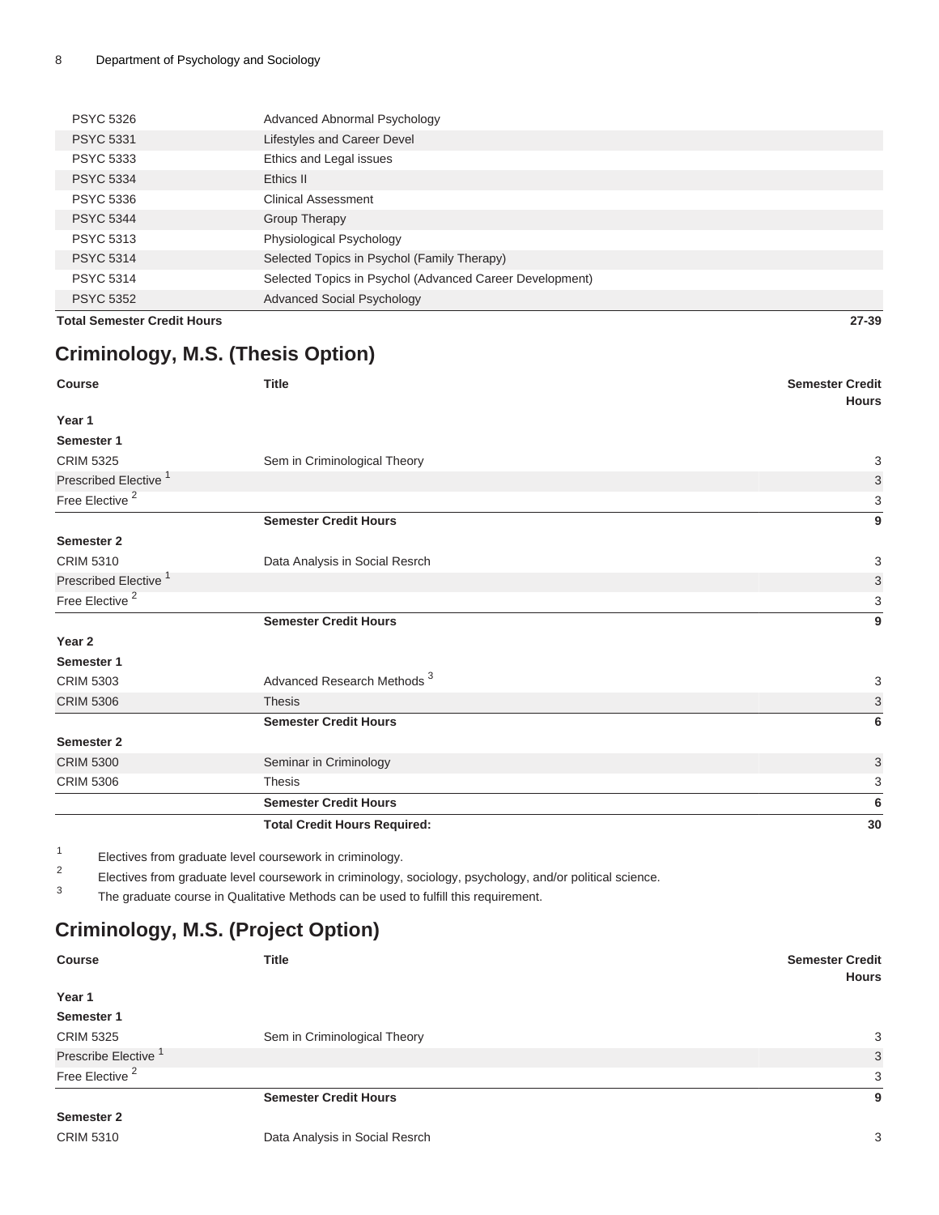| | | |
|---|---|---|
| PSYC 5326 | Advanced Abnormal Psychology | |
| PSYC 5331 | Lifestyles and Career Devel | |
| PSYC 5333 | Ethics and Legal issues | |
| PSYC 5334 | Ethics II | |
| PSYC 5336 | Clinical Assessment | |
| PSYC 5344 | Group Therapy | |
| PSYC 5313 | Physiological Psychology | |
| PSYC 5314 | Selected Topics in Psychol (Family Therapy) | |
| PSYC 5314 | Selected Topics in Psychol (Advanced Career Development) | |
| PSYC 5352 | Advanced Social Psychology | |
| **Total Semester Credit Hours** | | **27-39** |

## Criminology, M.S. (Thesis Option)

| Course | Title | Semester Credit Hours |
|---|---|---|
| **Year 1** | | |
| **Semester 1** | | |
| CRIM 5325 | Sem in Criminological Theory | 3 |
| Prescribed Elective [1] | | 3 |
| Free Elective [2] | | 3 |
| | **Semester Credit Hours** | **9** |
| **Semester 2** | | |
| CRIM 5310 | Data Analysis in Social Resrch | 3 |
| Prescribed Elective [1] | | 3 |
| Free Elective [2] | | 3 |
| | **Semester Credit Hours** | **9** |
| **Year 2** | | |
| **Semester 1** | | |
| CRIM 5303 | Advanced Research Methods [3] | 3 |
| CRIM 5306 | Thesis | 3 |
| | **Semester Credit Hours** | **6** |
| **Semester 2** | | |
| CRIM 5300 | Seminar in Criminology | 3 |
| CRIM 5306 | Thesis | 3 |
| | **Semester Credit Hours** | **6** |
| | **Total Credit Hours Required:** | **30** |

1. Electives from graduate level coursework in criminology.
2. Electives from graduate level coursework in criminology, sociology, psychology, and/or political science.
3. The graduate course in Qualitative Methods can be used to fulfill this requirement.

## Criminology, M.S. (Project Option)

| Course | Title | Semester Credit Hours |
|---|---|---|
| **Year 1** | | |
| **Semester 1** | | |
| CRIM 5325 | Sem in Criminological Theory | 3 |
| Prescribe Elective [1] | | 3 |
| Free Elective [2] | | 3 |
| | **Semester Credit Hours** | **9** |
| **Semester 2** | | |
| CRIM 5310 | Data Analysis in Social Resrch | 3 |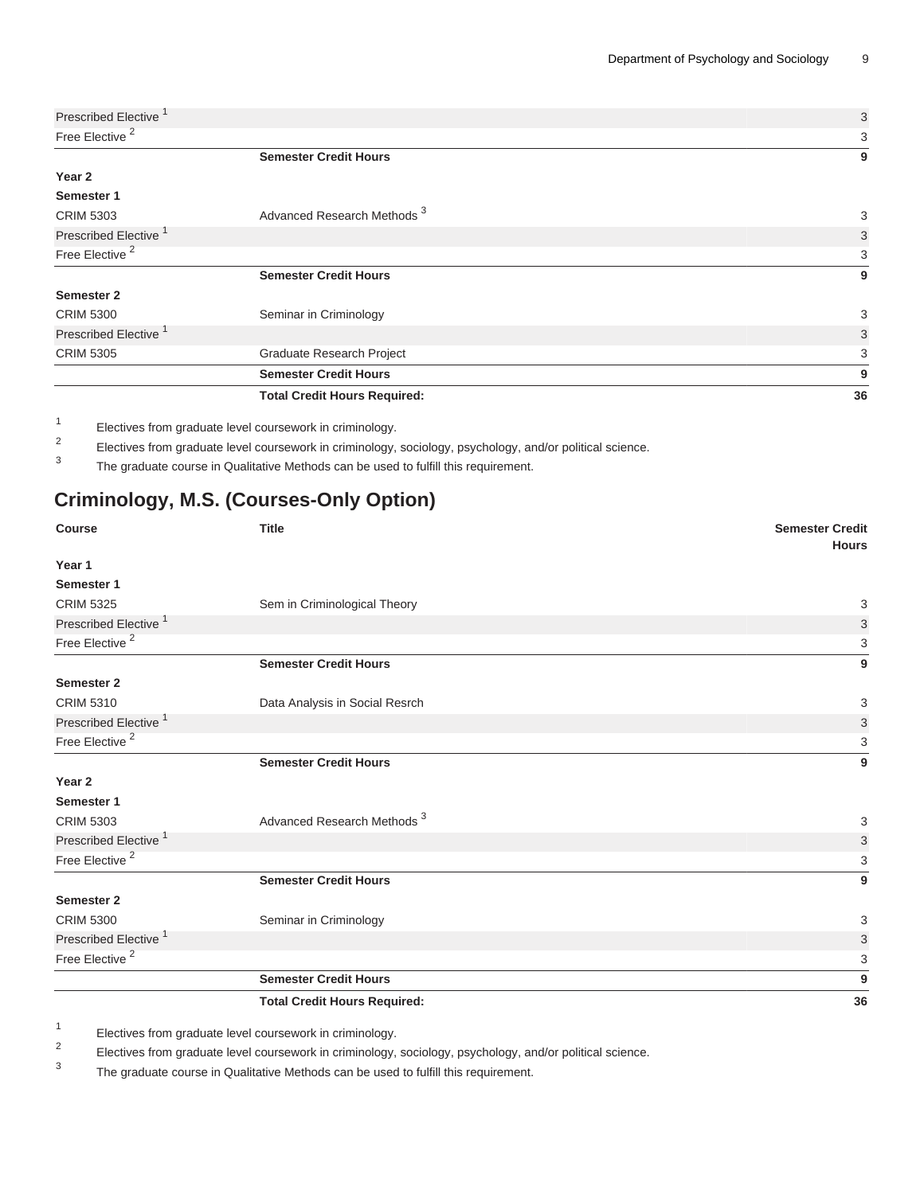| | | |
|---|---|---|
| Prescribed Elective [1] | | 3 |
| Free Elective [2] | | 3 |
| | **Semester Credit Hours** | **9** |
| **Year 2** | | |
| **Semester 1** | | |
| CRIM 5303 | Advanced Research Methods [3] | 3 |
| Prescribed Elective [1] | | 3 |
| Free Elective [2] | | 3 |
| | **Semester Credit Hours** | **9** |
| **Semester 2** | | |
| CRIM 5300 | Seminar in Criminology | 3 |
| Prescribed Elective [1] | | 3 |
| CRIM 5305 | Graduate Research Project | 3 |
| | **Semester Credit Hours** | **9** |
| | **Total Credit Hours Required:** | **36** |

1. Electives from graduate level coursework in criminology.
2. Electives from graduate level coursework in criminology, sociology, psychology, and/or political science.
3. The graduate course in Qualitative Methods can be used to fulfill this requirement.

## Criminology, M.S. (Courses-Only Option)

| Course | Title | Semester Credit Hours |
|---|---|---|
| **Year 1** | | |
| **Semester 1** | | |
| CRIM 5325 | Sem in Criminological Theory | 3 |
| Prescribed Elective [1] | | 3 |
| Free Elective [2] | | 3 |
| | **Semester Credit Hours** | **9** |
| **Semester 2** | | |
| CRIM 5310 | Data Analysis in Social Resrch | 3 |
| Prescribed Elective [1] | | 3 |
| Free Elective [2] | | 3 |
| | **Semester Credit Hours** | **9** |
| **Year 2** | | |
| **Semester 1** | | |
| CRIM 5303 | Advanced Research Methods [3] | 3 |
| Prescribed Elective [1] | | 3 |
| Free Elective [2] | | 3 |
| | **Semester Credit Hours** | **9** |
| **Semester 2** | | |
| CRIM 5300 | Seminar in Criminology | 3 |
| Prescribed Elective [1] | | 3 |
| Free Elective [2] | | 3 |
| | **Semester Credit Hours** | **9** |
| | **Total Credit Hours Required:** | **36** |

1. Electives from graduate level coursework in criminology.
2. Electives from graduate level coursework in criminology, sociology, psychology, and/or political science.
3. The graduate course in Qualitative Methods can be used to fulfill this requirement.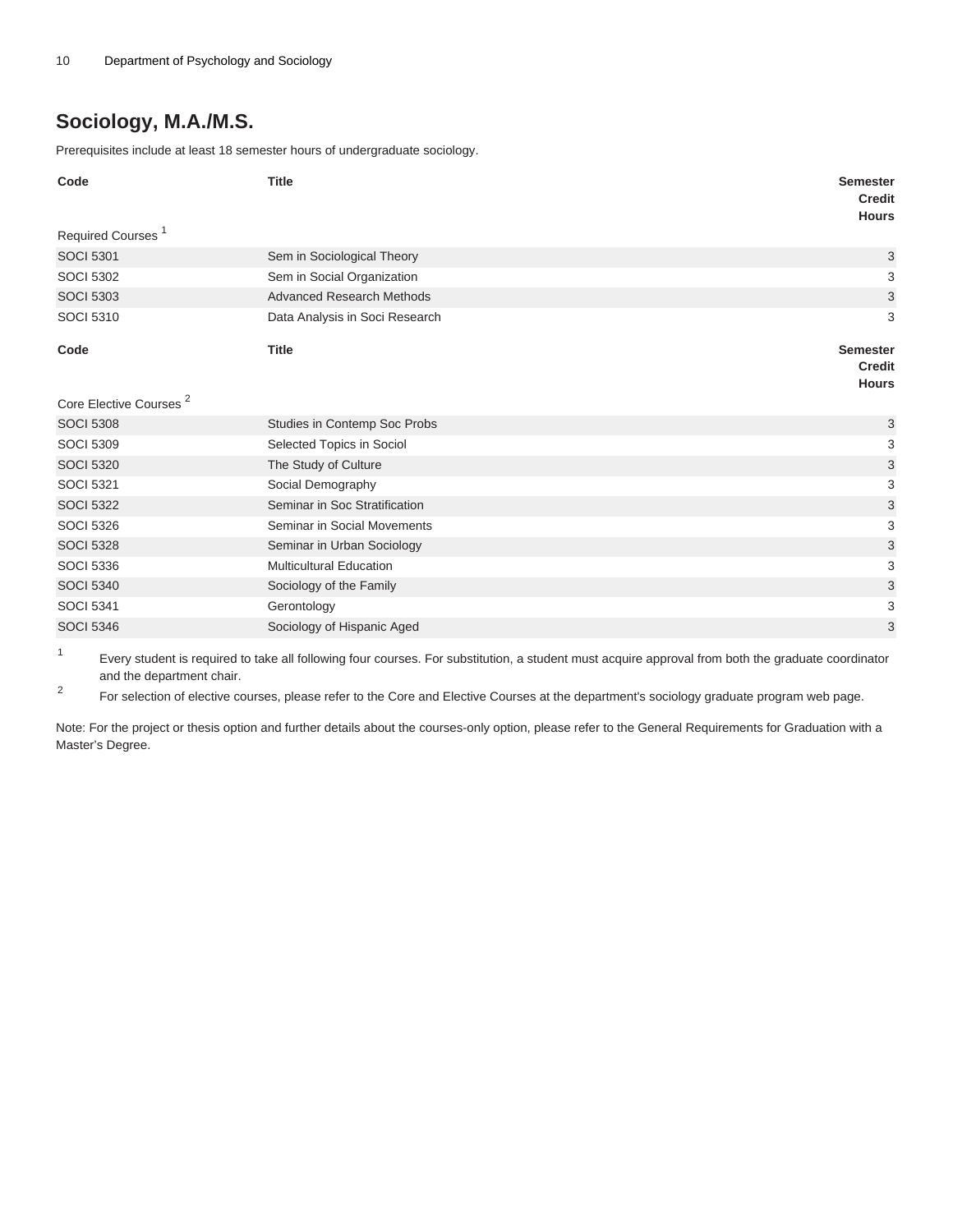## Sociology, M.A./M.S.

Prerequisites include at least 18 semester hours of undergraduate sociology.

| Code | Title | Semester Credit Hours |
|---|---|---|
| Required Courses [1] | | |
| SOCI 5301 | Sem in Sociological Theory | 3 |
| SOCI 5302 | Sem in Social Organization | 3 |
| SOCI 5303 | Advanced Research Methods | 3 |
| SOCI 5310 | Data Analysis in Soci Research | 3 |

| Code | Title | Semester Credit Hours |
|---|---|---|
| Core Elective Courses [2] | | |
| SOCI 5308 | Studies in Contemp Soc Probs | 3 |
| SOCI 5309 | Selected Topics in Sociol | 3 |
| SOCI 5320 | The Study of Culture | 3 |
| SOCI 5321 | Social Demography | 3 |
| SOCI 5322 | Seminar in Soc Stratification | 3 |
| SOCI 5326 | Seminar in Social Movements | 3 |
| SOCI 5328 | Seminar in Urban Sociology | 3 |
| SOCI 5336 | Multicultural Education | 3 |
| SOCI 5340 | Sociology of the Family | 3 |
| SOCI 5341 | Gerontology | 3 |
| SOCI 5346 | Sociology of Hispanic Aged | 3 |

[1] Every student is required to take all following four courses. For substitution, a student must acquire approval from both the graduate coordinator and the department chair.

[2] For selection of elective courses, please refer to the Core and Elective Courses at the department's sociology graduate program web page.

Note: For the project or thesis option and further details about the courses-only option, please refer to the General Requirements for Graduation with a Master's Degree.